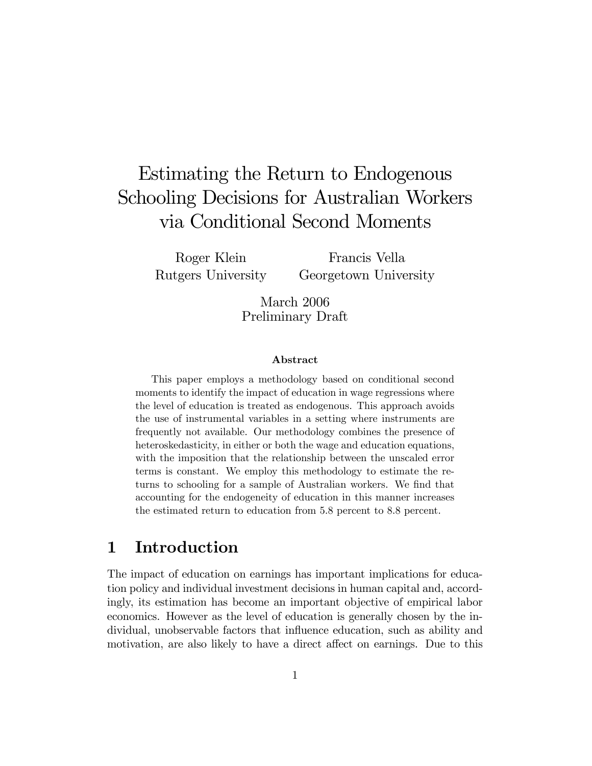# Estimating the Return to Endogenous Schooling Decisions for Australian Workers via Conditional Second Moments

Roger Klein
Rutgers University

Francis Vella
Georgetown University

March 2006
Preliminary Draft

**Abstract**

This paper employs a methodology based on conditional second moments to identify the impact of education in wage regressions where the level of education is treated as endogenous. This approach avoids the use of instrumental variables in a setting where instruments are frequently not available. Our methodology combines the presence of heteroskedasticity, in either or both the wage and education equations, with the imposition that the relationship between the unscaled error terms is constant. We employ this methodology to estimate the returns to schooling for a sample of Australian workers. We find that accounting for the endogeneity of education in this manner increases the estimated return to education from 5.8 percent to 8.8 percent.

## 1 Introduction

The impact of education on earnings has important implications for education policy and individual investment decisions in human capital and, accordingly, its estimation has become an important objective of empirical labor economics. However as the level of education is generally chosen by the individual, unobservable factors that influence education, such as ability and motivation, are also likely to have a direct affect on earnings. Due to this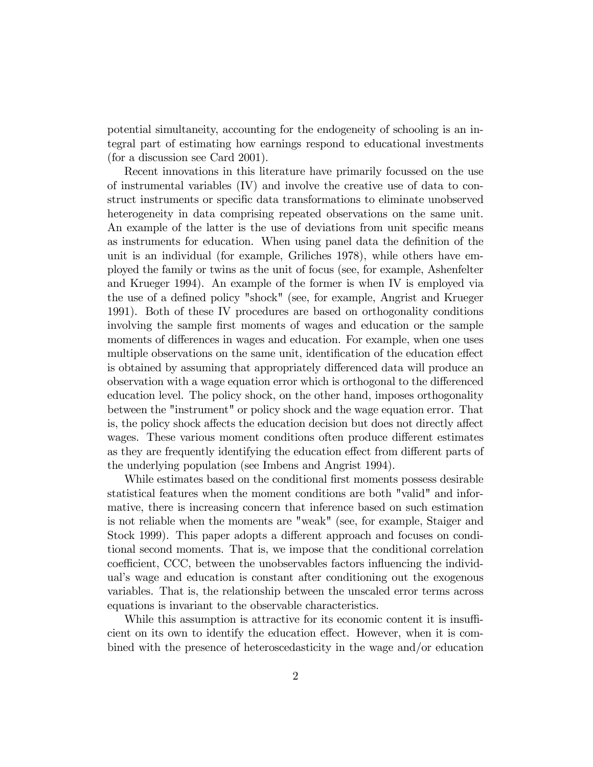potential simultaneity, accounting for the endogeneity of schooling is an integral part of estimating how earnings respond to educational investments (for a discussion see Card 2001).

Recent innovations in this literature have primarily focussed on the use of instrumental variables (IV) and involve the creative use of data to construct instruments or specific data transformations to eliminate unobserved heterogeneity in data comprising repeated observations on the same unit. An example of the latter is the use of deviations from unit specific means as instruments for education. When using panel data the definition of the unit is an individual (for example, Griliches 1978), while others have employed the family or twins as the unit of focus (see, for example, Ashenfelter and Krueger 1994). An example of the former is when IV is employed via the use of a defined policy "shock" (see, for example, Angrist and Krueger 1991). Both of these IV procedures are based on orthogonality conditions involving the sample first moments of wages and education or the sample moments of differences in wages and education. For example, when one uses multiple observations on the same unit, identification of the education effect is obtained by assuming that appropriately differenced data will produce an observation with a wage equation error which is orthogonal to the differenced education level. The policy shock, on the other hand, imposes orthogonality between the "instrument" or policy shock and the wage equation error. That is, the policy shock affects the education decision but does not directly affect wages. These various moment conditions often produce different estimates as they are frequently identifying the education effect from different parts of the underlying population (see Imbens and Angrist 1994).

While estimates based on the conditional first moments possess desirable statistical features when the moment conditions are both "valid" and informative, there is increasing concern that inference based on such estimation is not reliable when the moments are "weak" (see, for example, Staiger and Stock 1999). This paper adopts a different approach and focuses on conditional second moments. That is, we impose that the conditional correlation coefficient, CCC, between the unobservables factors influencing the individual's wage and education is constant after conditioning out the exogenous variables. That is, the relationship between the unscaled error terms across equations is invariant to the observable characteristics.

While this assumption is attractive for its economic content it is insufficient on its own to identify the education effect. However, when it is combined with the presence of heteroscedasticity in the wage and/or education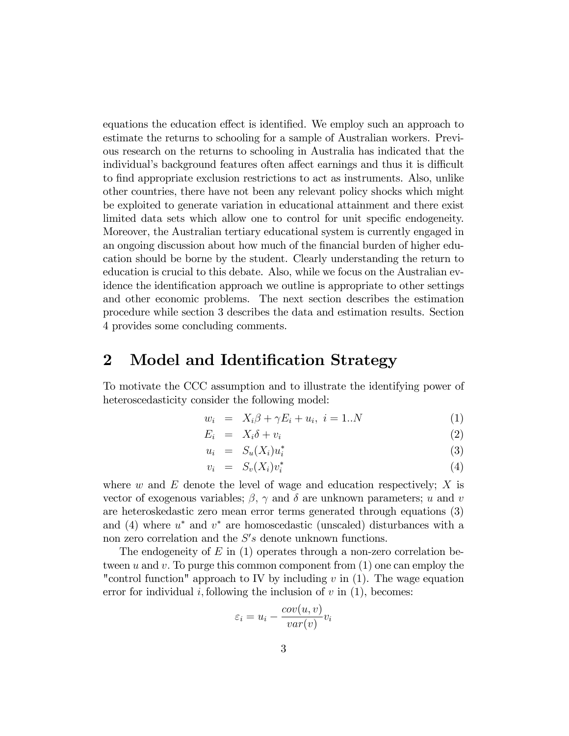equations the education effect is identified. We employ such an approach to estimate the returns to schooling for a sample of Australian workers. Previous research on the returns to schooling in Australia has indicated that the individual's background features often affect earnings and thus it is difficult to find appropriate exclusion restrictions to act as instruments. Also, unlike other countries, there have not been any relevant policy shocks which might be exploited to generate variation in educational attainment and there exist limited data sets which allow one to control for unit specific endogeneity. Moreover, the Australian tertiary educational system is currently engaged in an ongoing discussion about how much of the financial burden of higher education should be borne by the student. Clearly understanding the return to education is crucial to this debate. Also, while we focus on the Australian evidence the identification approach we outline is appropriate to other settings and other economic problems. The next section describes the estimation procedure while section 3 describes the data and estimation results. Section 4 provides some concluding comments.

## 2 Model and Identification Strategy

To motivate the CCC assumption and to illustrate the identifying power of heteroscedasticity consider the following model:

$$
\begin{aligned}
w_i &= X_i\beta + \gamma E_i + u_i, \; i = 1..N & (1) \\
E_i &= X_i\delta + v_i & (2) \\
u_i &= S_u(X_i)u_i^* & (3) \\
v_i &= S_v(X_i)v_i^* & (4)
\end{aligned}
$$

where $w$ and $E$ denote the level of wage and education respectively; $X$ is vector of exogenous variables; $\beta$, $\gamma$ and $\delta$ are unknown parameters; $u$ and $v$ are heteroskedastic zero mean error terms generated through equations (3) and (4) where $u^*$ and $v^*$ are homoscedastic (unscaled) disturbances with a non zero correlation and the $S's$ denote unknown functions.

The endogeneity of $E$ in (1) operates through a non-zero correlation between $u$ and $v$. To purge this common component from (1) one can employ the "control function" approach to IV by including $v$ in (1). The wage equation error for individual $i$, following the inclusion of $v$ in (1), becomes:

$$
\varepsilon_i = u_i - \frac{cov(u,v)}{var(v)}v_i
$$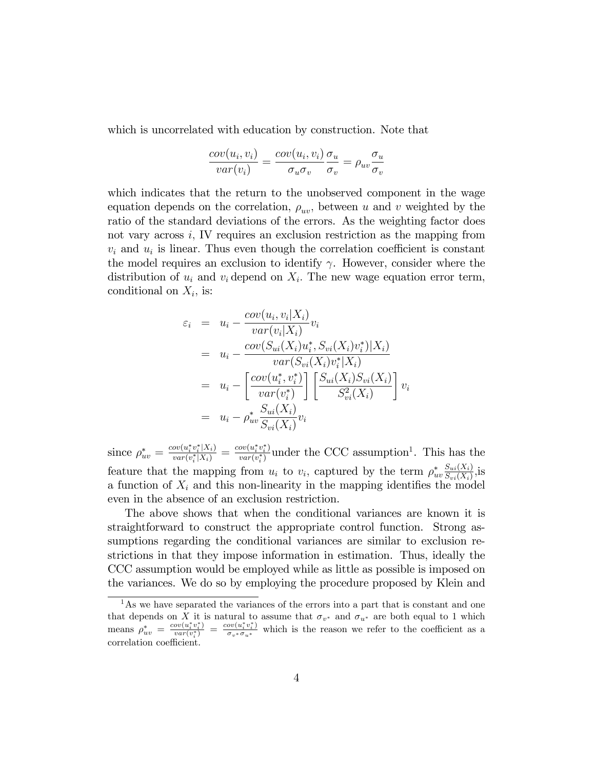which is uncorrelated with education by construction. Note that

$$\frac{cov(u_i, v_i)}{var(v_i)} = \frac{cov(u_i, v_i)}{\sigma_u \sigma_v} \frac{\sigma_u}{\sigma_v} = \rho_{uv} \frac{\sigma_u}{\sigma_v}$$

which indicates that the return to the unobserved component in the wage equation depends on the correlation, $\rho_{uv}$, between $u$ and $v$ weighted by the ratio of the standard deviations of the errors. As the weighting factor does not vary across $i$, IV requires an exclusion restriction as the mapping from $v_i$ and $u_i$ is linear. Thus even though the correlation coefficient is constant the model requires an exclusion to identify $\gamma$. However, consider where the distribution of $u_i$ and $v_i$ depend on $X_i$. The new wage equation error term, conditional on $X_i$, is:

$$\begin{aligned}
\varepsilon_i &= u_i - \frac{cov(u_i, v_i|X_i)}{var(v_i|X_i)} v_i \\
&= u_i - \frac{cov(S_{ui}(X_i)u_i^*, S_{vi}(X_i)v_i^*)|X_i)}{var(S_{vi}(X_i)v_i^*|X_i)} \\
&= u_i - \left[\frac{cov(u_i^*, v_i^*)}{var(v_i^*)}\right] \left[\frac{S_{ui}(X_i)S_{vi}(X_i)}{S_{vi}^2(X_i)}\right] v_i \\
&= u_i - \rho_{uv}^* \frac{S_{ui}(X_i)}{S_{vi}(X_i)} v_i
\end{aligned}$$

since $\rho_{uv}^* = \frac{cov(u_i^* v_i^*|X_i)}{var(v_i^*|X_i)} = \frac{cov(u_i^* v_i^*)}{var(v_i^*)}$ under the CCC assumption[1]. This has the feature that the mapping from $u_i$ to $v_i$, captured by the term $\rho_{uv}^* \frac{S_{ui}(X_i)}{S_{vi}(X_i)}$,is a function of $X_i$ and this non-linearity in the mapping identifies the model even in the absence of an exclusion restriction.

The above shows that when the conditional variances are known it is straightforward to construct the appropriate control function. Strong assumptions regarding the conditional variances are similar to exclusion restrictions in that they impose information in estimation. Thus, ideally the CCC assumption would be employed while as little as possible is imposed on the variances. We do so by employing the procedure proposed by Klein and

[1] As we have separated the variances of the errors into a part that is constant and one that depends on $X$ it is natural to assume that $\sigma_{v^*}$ and $\sigma_{u^*}$ are both equal to 1 which means $\rho_{uv}^* = \frac{cov(u_i^* v_i^*)}{var(v_i^*)} = \frac{cov(u_i^* v_i^*)}{\sigma_{v^*}\sigma_{u^*}}$ which is the reason we refer to the coefficient as a correlation coefficient.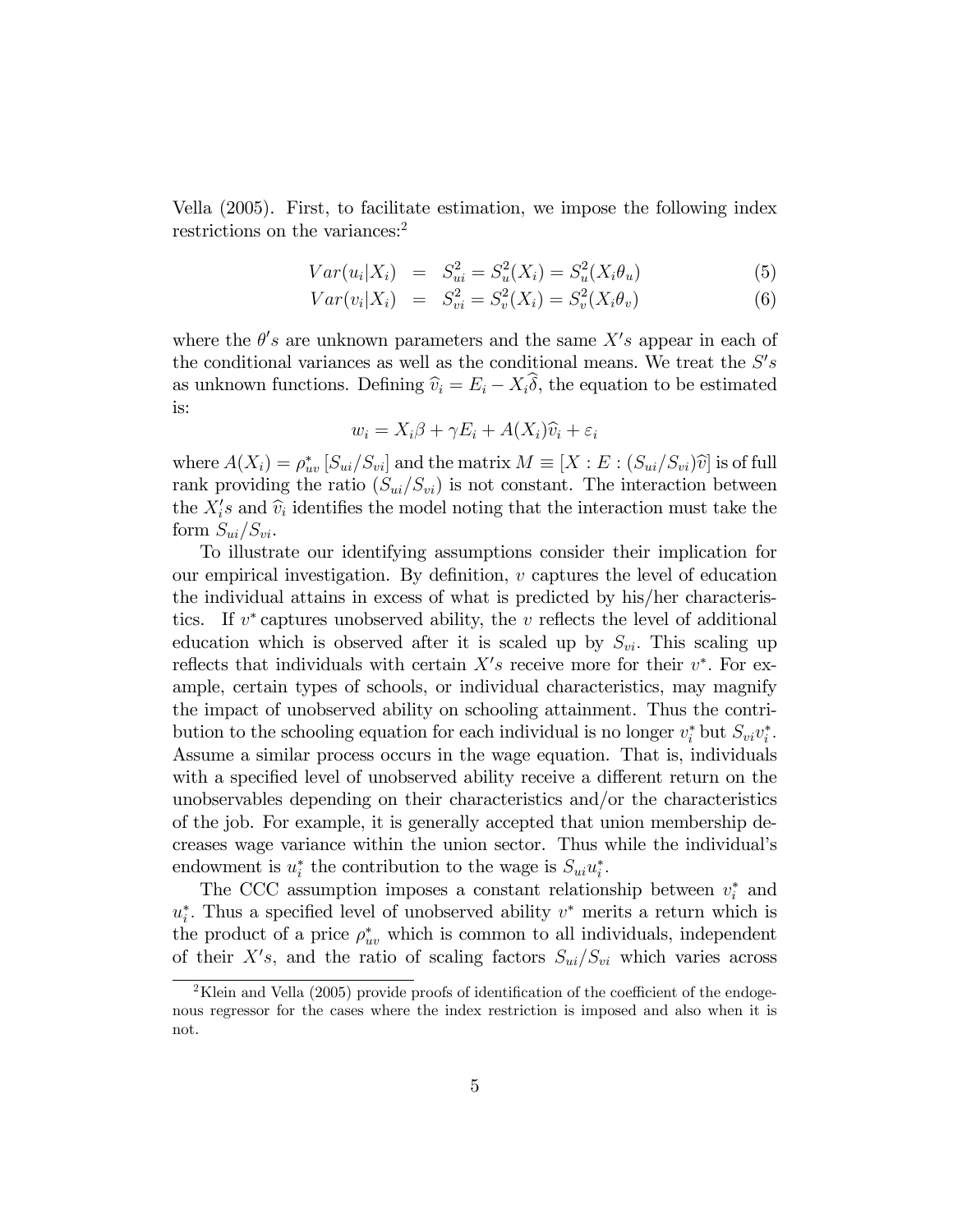Vella (2005). First, to facilitate estimation, we impose the following index restrictions on the variances:[2]

$$Var(u_i|X_i) = S_{ui}^2 = S_u^2(X_i) = S_u^2(X_i\theta_u) \quad (5)$$

$$Var(v_i|X_i) = S_{vi}^2 = S_v^2(X_i) = S_v^2(X_i\theta_v) \quad (6)$$

where the $\theta's$ are unknown parameters and the same $X's$ appear in each of the conditional variances as well as the conditional means. We treat the $S's$ as unknown functions. Defining $\widehat{v}_i = E_i - X_i\widehat{\delta}$, the equation to be estimated is:

$$w_i = X_i\beta + \gamma E_i + A(X_i)\widehat{v}_i + \varepsilon_i$$

where $A(X_i) = \rho_{uv}^* [S_{ui}/S_{vi}]$ and the matrix $M \equiv [X : E : (S_{ui}/S_{vi})\widehat{v}]$ is of full rank providing the ratio $(S_{ui}/S_{vi})$ is not constant. The interaction between the $X_i's$ and $\widehat{v}_i$ identifies the model noting that the interaction must take the form $S_{ui}/S_{vi}$.

To illustrate our identifying assumptions consider their implication for our empirical investigation. By definition, $v$ captures the level of education the individual attains in excess of what is predicted by his/her characteristics. If $v^*$ captures unobserved ability, the $v$ reflects the level of additional education which is observed after it is scaled up by $S_{vi}$. This scaling up reflects that individuals with certain $X's$ receive more for their $v^*$. For example, certain types of schools, or individual characteristics, may magnify the impact of unobserved ability on schooling attainment. Thus the contribution to the schooling equation for each individual is no longer $v_i^*$ but $S_{vi}v_i^*$. Assume a similar process occurs in the wage equation. That is, individuals with a specified level of unobserved ability receive a different return on the unobservables depending on their characteristics and/or the characteristics of the job. For example, it is generally accepted that union membership decreases wage variance within the union sector. Thus while the individual's endowment is $u_i^*$ the contribution to the wage is $S_{ui}u_i^*$.

The CCC assumption imposes a constant relationship between $v_i^*$ and $u_i^*$. Thus a specified level of unobserved ability $v^*$ merits a return which is the product of a price $\rho_{uv}^*$ which is common to all individuals, independent of their $X's$, and the ratio of scaling factors $S_{ui}/S_{vi}$ which varies across

[2] Klein and Vella (2005) provide proofs of identification of the coefficient of the endogenous regressor for the cases where the index restriction is imposed and also when it is not.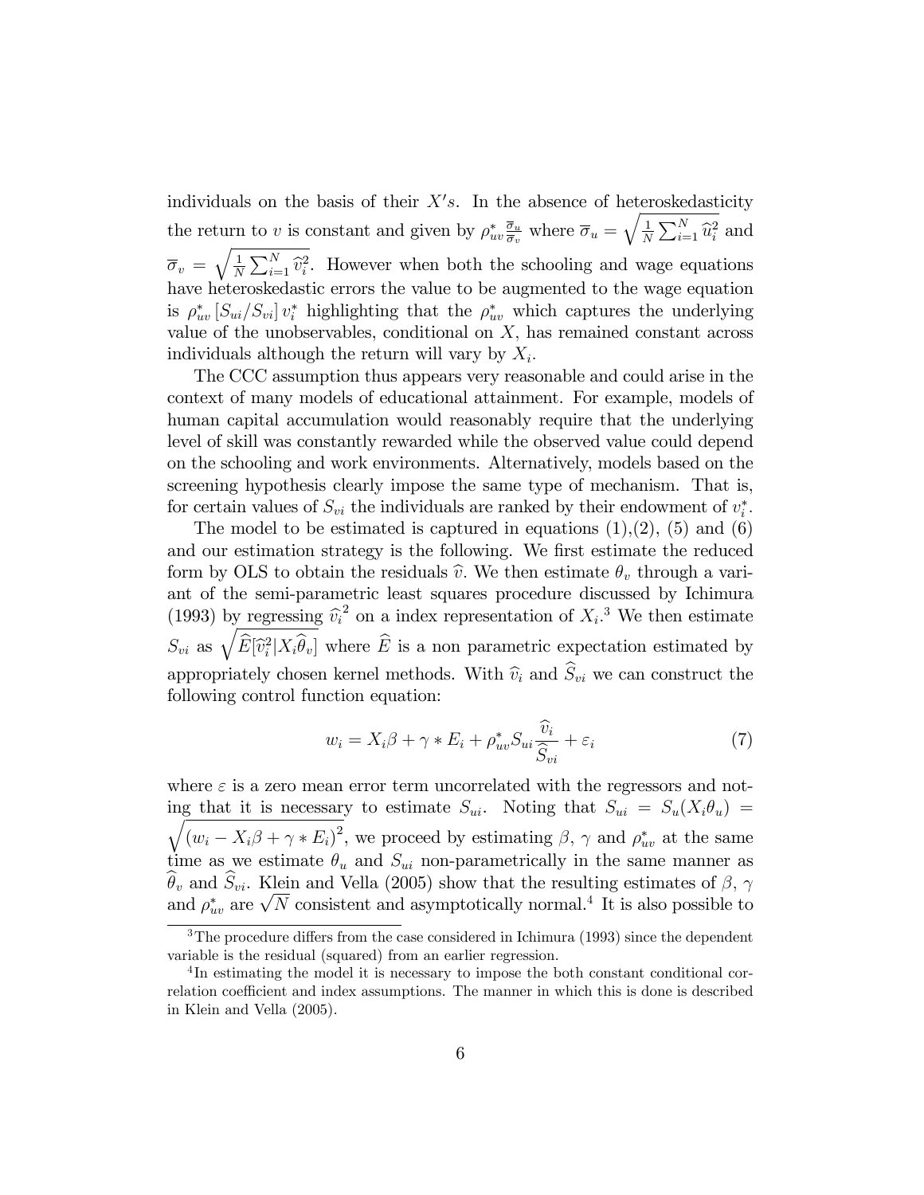individuals on the basis of their $X's$. In the absence of heteroskedasticity the return to $v$ is constant and given by $\rho^*_{uv}\frac{\overline{\sigma}_u}{\overline{\sigma}_v}$ where $\overline{\sigma}_u = \sqrt{\frac{1}{N}\sum_{i=1}^N \widehat{u}_i^2}$ and $\overline{\sigma}_v = \sqrt{\frac{1}{N}\sum_{i=1}^N \widehat{v}_i^2}$. However when both the schooling and wage equations have heteroskedastic errors the value to be augmented to the wage equation is $\rho^*_{uv}\left[S_{ui}/S_{vi}\right]v_i^*$ highlighting that the $\rho^*_{uv}$ which captures the underlying value of the unobservables, conditional on $X$, has remained constant across individuals although the return will vary by $X_i$.

The CCC assumption thus appears very reasonable and could arise in the context of many models of educational attainment. For example, models of human capital accumulation would reasonably require that the underlying level of skill was constantly rewarded while the observed value could depend on the schooling and work environments. Alternatively, models based on the screening hypothesis clearly impose the same type of mechanism. That is, for certain values of $S_{vi}$ the individuals are ranked by their endowment of $v_i^*$.

The model to be estimated is captured in equations (1),(2), (5) and (6) and our estimation strategy is the following. We first estimate the reduced form by OLS to obtain the residuals $\widehat{v}$. We then estimate $\theta_v$ through a variant of the semi-parametric least squares procedure discussed by Ichimura (1993) by regressing $\widehat{v}_i^{\,2}$ on a index representation of $X_i$.[3] We then estimate $S_{vi}$ as $\sqrt{\widehat{E}[\widehat{v}_i^2|X_i\widehat{\theta}_v]}$ where $\widehat{E}$ is a non parametric expectation estimated by appropriately chosen kernel methods. With $\widehat{v}_i$ and $\widehat{S}_{vi}$ we can construct the following control function equation:

$$w_i = X_i\beta + \gamma * E_i + \rho^*_{uv}S_{ui}\frac{\widehat{v}_i}{\widehat{S}_{vi}} + \varepsilon_i \tag{7}$$

where $\varepsilon$ is a zero mean error term uncorrelated with the regressors and noting that it is necessary to estimate $S_{ui}$. Noting that $S_{ui} = S_u(X_i\theta_u) = \sqrt{(w_i - X_i\beta + \gamma * E_i)^2}$, we proceed by estimating $\beta$, $\gamma$ and $\rho^*_{uv}$ at the same time as we estimate $\theta_u$ and $S_{ui}$ non-parametrically in the same manner as $\widehat{\theta}_v$ and $\widehat{S}_{vi}$. Klein and Vella (2005) show that the resulting estimates of $\beta$, $\gamma$ and $\rho^*_{uv}$ are $\sqrt{N}$ consistent and asymptotically normal.[4] It is also possible to

[3] The procedure differs from the case considered in Ichimura (1993) since the dependent variable is the residual (squared) from an earlier regression.

[4] In estimating the model it is necessary to impose the both constant conditional correlation coefficient and index assumptions. The manner in which this is done is described in Klein and Vella (2005).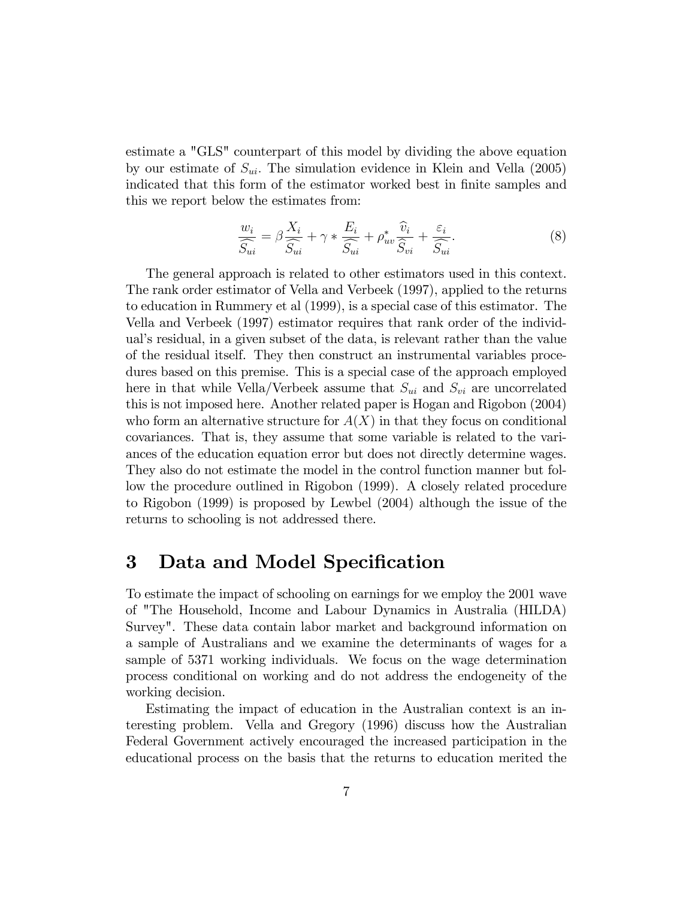estimate a "GLS" counterpart of this model by dividing the above equation by our estimate of $S_{ui}$. The simulation evidence in Klein and Vella (2005) indicated that this form of the estimator worked best in finite samples and this we report below the estimates from:

$$\frac{w_i}{\widehat{S_{ui}}} = \beta \frac{X_i}{\widehat{S_{ui}}} + \gamma * \frac{E_i}{\widehat{S_{ui}}} + \rho_{uv}^* \frac{\widehat{v}_i}{\widehat{S_{vi}}} + \frac{\varepsilon_i}{\widehat{S_{ui}}}. \tag{8}$$

The general approach is related to other estimators used in this context. The rank order estimator of Vella and Verbeek (1997), applied to the returns to education in Rummery et al (1999), is a special case of this estimator. The Vella and Verbeek (1997) estimator requires that rank order of the individual's residual, in a given subset of the data, is relevant rather than the value of the residual itself. They then construct an instrumental variables procedures based on this premise. This is a special case of the approach employed here in that while Vella/Verbeek assume that $S_{ui}$ and $S_{vi}$ are uncorrelated this is not imposed here. Another related paper is Hogan and Rigobon (2004) who form an alternative structure for $A(X)$ in that they focus on conditional covariances. That is, they assume that some variable is related to the variances of the education equation error but does not directly determine wages. They also do not estimate the model in the control function manner but follow the procedure outlined in Rigobon (1999). A closely related procedure to Rigobon (1999) is proposed by Lewbel (2004) although the issue of the returns to schooling is not addressed there.

# 3 Data and Model Specification

To estimate the impact of schooling on earnings for we employ the 2001 wave of "The Household, Income and Labour Dynamics in Australia (HILDA) Survey". These data contain labor market and background information on a sample of Australians and we examine the determinants of wages for a sample of 5371 working individuals. We focus on the wage determination process conditional on working and do not address the endogeneity of the working decision.

Estimating the impact of education in the Australian context is an interesting problem. Vella and Gregory (1996) discuss how the Australian Federal Government actively encouraged the increased participation in the educational process on the basis that the returns to education merited the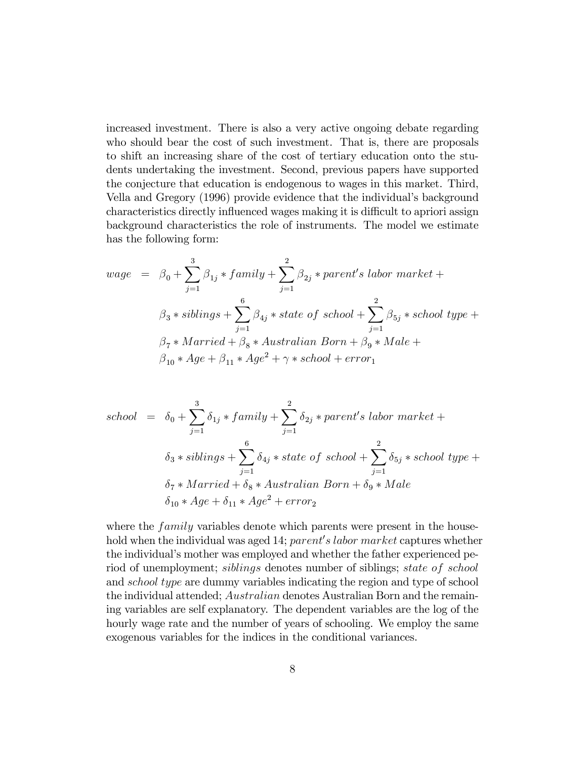increased investment. There is also a very active ongoing debate regarding who should bear the cost of such investment. That is, there are proposals to shift an increasing share of the cost of tertiary education onto the students undertaking the investment. Second, previous papers have supported the conjecture that education is endogenous to wages in this market. Third, Vella and Gregory (1996) provide evidence that the individual's background characteristics directly influenced wages making it is difficult to apriori assign background characteristics the role of instruments. The model we estimate has the following form:

$$
\begin{aligned}
wage \;=\; & \beta_0 + \sum_{j=1}^{3} \beta_{1j} * family + \sum_{j=1}^{2} \beta_{2j} * parent's\ labor\ market + \\
& \beta_3 * siblings + \sum_{j=1}^{6} \beta_{4j} * state\ of\ school + \sum_{j=1}^{2} \beta_{5j} * school\ type + \\
& \beta_7 * Married + \beta_8 * Australian\ Born + \beta_9 * Male + \\
& \beta_{10} * Age + \beta_{11} * Age^2 + \gamma * school + error_1
\end{aligned}
$$

$$
\begin{aligned}
school \;=\; & \delta_0 + \sum_{j=1}^{3} \delta_{1j} * family + \sum_{j=1}^{2} \delta_{2j} * parent's\ labor\ market + \\
& \delta_3 * siblings + \sum_{j=1}^{6} \delta_{4j} * state\ of\ school + \sum_{j=1}^{2} \delta_{5j} * school\ type + \\
& \delta_7 * Married + \delta_8 * Australian\ Born + \delta_9 * Male \\
& \delta_{10} * Age + \delta_{11} * Age^2 + error_2
\end{aligned}
$$

where the *family* variables denote which parents were present in the household when the individual was aged 14; *parent's labor market* captures whether the individual's mother was employed and whether the father experienced period of unemployment; *siblings* denotes number of siblings; *state of school* and *school type* are dummy variables indicating the region and type of school the individual attended; *Australian* denotes Australian Born and the remaining variables are self explanatory. The dependent variables are the log of the hourly wage rate and the number of years of schooling. We employ the same exogenous variables for the indices in the conditional variances.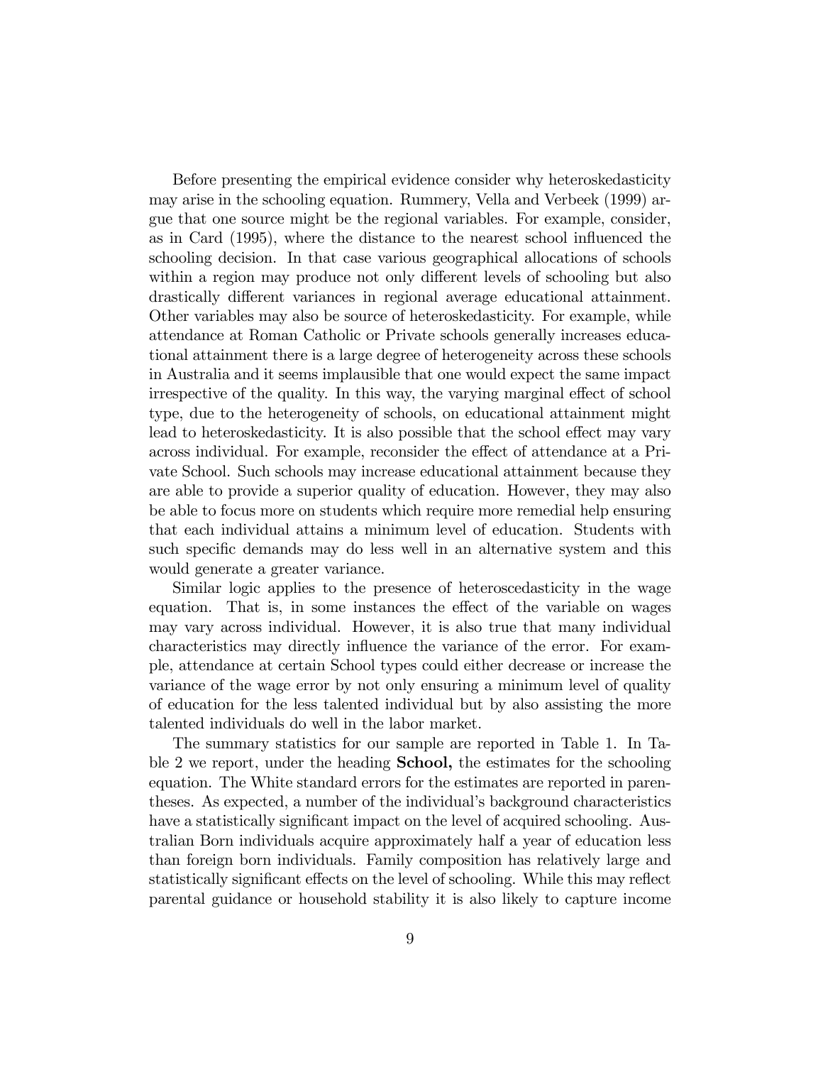Before presenting the empirical evidence consider why heteroskedasticity may arise in the schooling equation. Rummery, Vella and Verbeek (1999) argue that one source might be the regional variables. For example, consider, as in Card (1995), where the distance to the nearest school influenced the schooling decision. In that case various geographical allocations of schools within a region may produce not only different levels of schooling but also drastically different variances in regional average educational attainment. Other variables may also be source of heteroskedasticity. For example, while attendance at Roman Catholic or Private schools generally increases educational attainment there is a large degree of heterogeneity across these schools in Australia and it seems implausible that one would expect the same impact irrespective of the quality. In this way, the varying marginal effect of school type, due to the heterogeneity of schools, on educational attainment might lead to heteroskedasticity. It is also possible that the school effect may vary across individual. For example, reconsider the effect of attendance at a Private School. Such schools may increase educational attainment because they are able to provide a superior quality of education. However, they may also be able to focus more on students which require more remedial help ensuring that each individual attains a minimum level of education. Students with such specific demands may do less well in an alternative system and this would generate a greater variance.

Similar logic applies to the presence of heteroscedasticity in the wage equation. That is, in some instances the effect of the variable on wages may vary across individual. However, it is also true that many individual characteristics may directly influence the variance of the error. For example, attendance at certain School types could either decrease or increase the variance of the wage error by not only ensuring a minimum level of quality of education for the less talented individual but by also assisting the more talented individuals do well in the labor market.

The summary statistics for our sample are reported in Table 1. In Table 2 we report, under the heading **School,** the estimates for the schooling equation. The White standard errors for the estimates are reported in parentheses. As expected, a number of the individual's background characteristics have a statistically significant impact on the level of acquired schooling. Australian Born individuals acquire approximately half a year of education less than foreign born individuals. Family composition has relatively large and statistically significant effects on the level of schooling. While this may reflect parental guidance or household stability it is also likely to capture income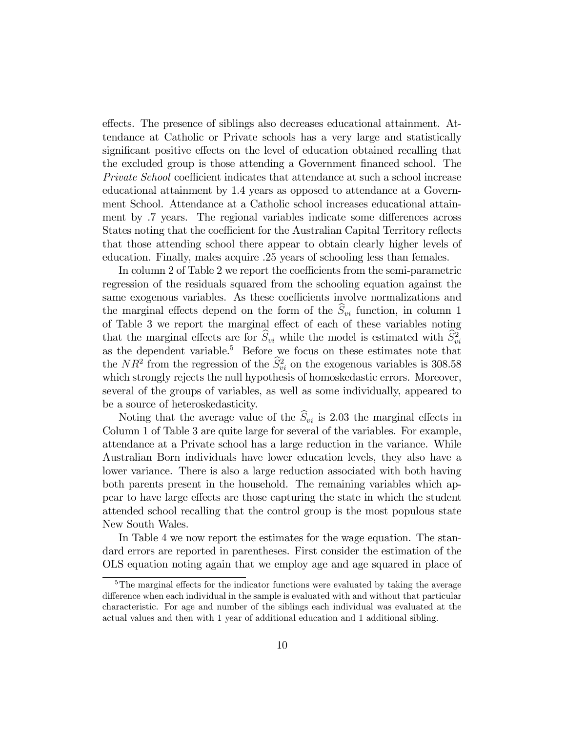effects. The presence of siblings also decreases educational attainment. Attendance at Catholic or Private schools has a very large and statistically significant positive effects on the level of education obtained recalling that the excluded group is those attending a Government financed school. The *Private School* coefficient indicates that attendance at such a school increase educational attainment by 1.4 years as opposed to attendance at a Government School. Attendance at a Catholic school increases educational attainment by .7 years. The regional variables indicate some differences across States noting that the coefficient for the Australian Capital Territory reflects that those attending school there appear to obtain clearly higher levels of education. Finally, males acquire .25 years of schooling less than females.

In column 2 of Table 2 we report the coefficients from the semi-parametric regression of the residuals squared from the schooling equation against the same exogenous variables. As these coefficients involve normalizations and the marginal effects depend on the form of the $\widehat{S}_{vi}$ function, in column 1 of Table 3 we report the marginal effect of each of these variables noting that the marginal effects are for $\widehat{S}_{vi}$ while the model is estimated with $\widehat{S}_{vi}^2$ as the dependent variable.[5] Before we focus on these estimates note that the $NR^2$ from the regression of the $\widehat{S}_{vi}^2$ on the exogenous variables is 308.58 which strongly rejects the null hypothesis of homoskedastic errors. Moreover, several of the groups of variables, as well as some individually, appeared to be a source of heteroskedasticity.

Noting that the average value of the $\widehat{S}_{vi}$ is 2.03 the marginal effects in Column 1 of Table 3 are quite large for several of the variables. For example, attendance at a Private school has a large reduction in the variance. While Australian Born individuals have lower education levels, they also have a lower variance. There is also a large reduction associated with both having both parents present in the household. The remaining variables which appear to have large effects are those capturing the state in which the student attended school recalling that the control group is the most populous state New South Wales.

In Table 4 we now report the estimates for the wage equation. The standard errors are reported in parentheses. First consider the estimation of the OLS equation noting again that we employ age and age squared in place of

---

[5] The marginal effects for the indicator functions were evaluated by taking the average difference when each individual in the sample is evaluated with and without that particular characteristic. For age and number of the siblings each individual was evaluated at the actual values and then with 1 year of additional education and 1 additional sibling.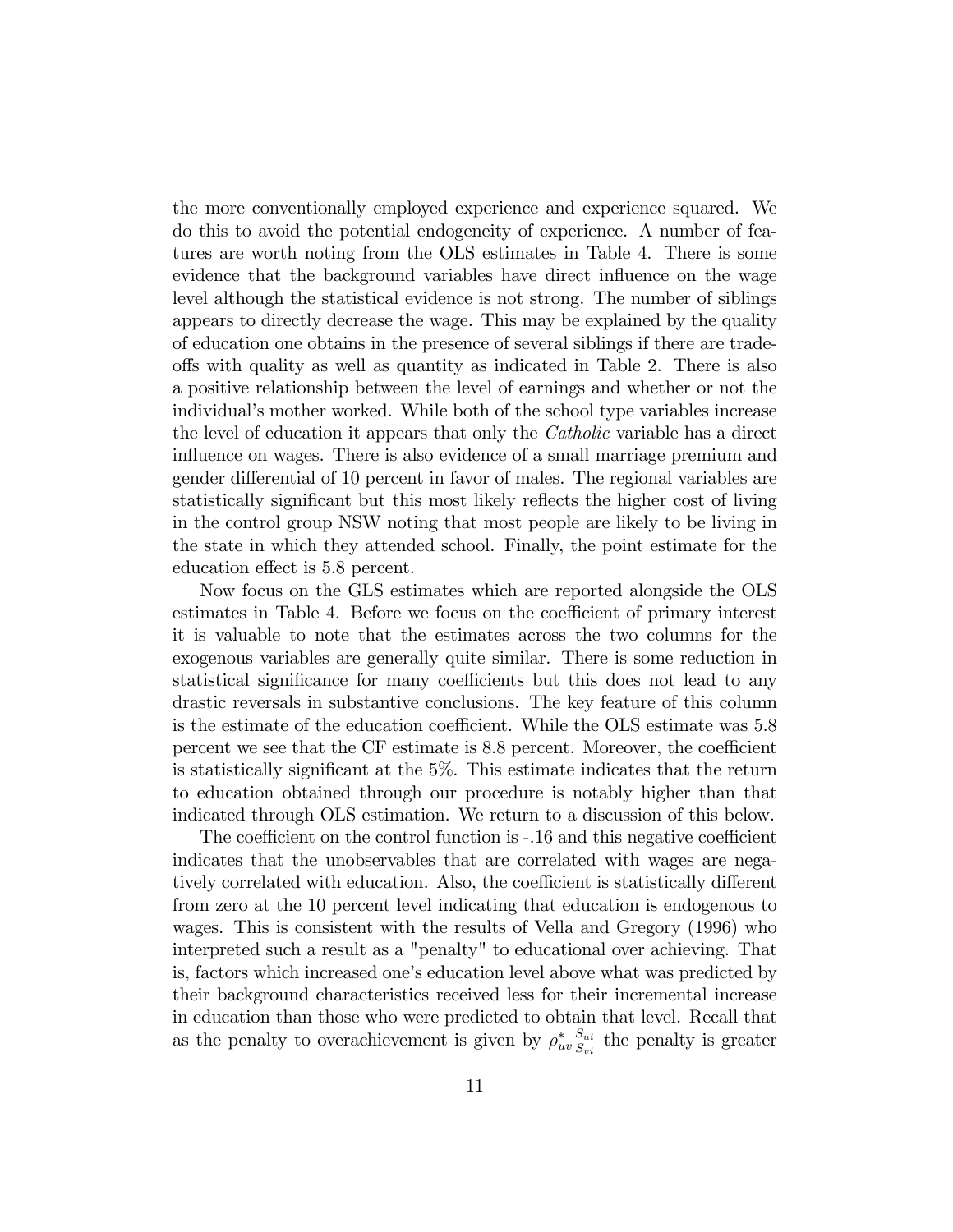the more conventionally employed experience and experience squared. We do this to avoid the potential endogeneity of experience. A number of features are worth noting from the OLS estimates in Table 4. There is some evidence that the background variables have direct influence on the wage level although the statistical evidence is not strong. The number of siblings appears to directly decrease the wage. This may be explained by the quality of education one obtains in the presence of several siblings if there are trade-offs with quality as well as quantity as indicated in Table 2. There is also a positive relationship between the level of earnings and whether or not the individual's mother worked. While both of the school type variables increase the level of education it appears that only the *Catholic* variable has a direct influence on wages. There is also evidence of a small marriage premium and gender differential of 10 percent in favor of males. The regional variables are statistically significant but this most likely reflects the higher cost of living in the control group NSW noting that most people are likely to be living in the state in which they attended school. Finally, the point estimate for the education effect is 5.8 percent.

Now focus on the GLS estimates which are reported alongside the OLS estimates in Table 4. Before we focus on the coefficient of primary interest it is valuable to note that the estimates across the two columns for the exogenous variables are generally quite similar. There is some reduction in statistical significance for many coefficients but this does not lead to any drastic reversals in substantive conclusions. The key feature of this column is the estimate of the education coefficient. While the OLS estimate was 5.8 percent we see that the CF estimate is 8.8 percent. Moreover, the coefficient is statistically significant at the 5%. This estimate indicates that the return to education obtained through our procedure is notably higher than that indicated through OLS estimation. We return to a discussion of this below.

The coefficient on the control function is -.16 and this negative coefficient indicates that the unobservables that are correlated with wages are negatively correlated with education. Also, the coefficient is statistically different from zero at the 10 percent level indicating that education is endogenous to wages. This is consistent with the results of Vella and Gregory (1996) who interpreted such a result as a "penalty" to educational over achieving. That is, factors which increased one's education level above what was predicted by their background characteristics received less for their incremental increase in education than those who were predicted to obtain that level. Recall that as the penalty to overachievement is given by $\rho^*_{uv}\frac{S_{ui}}{S_{vi}}$ the penalty is greater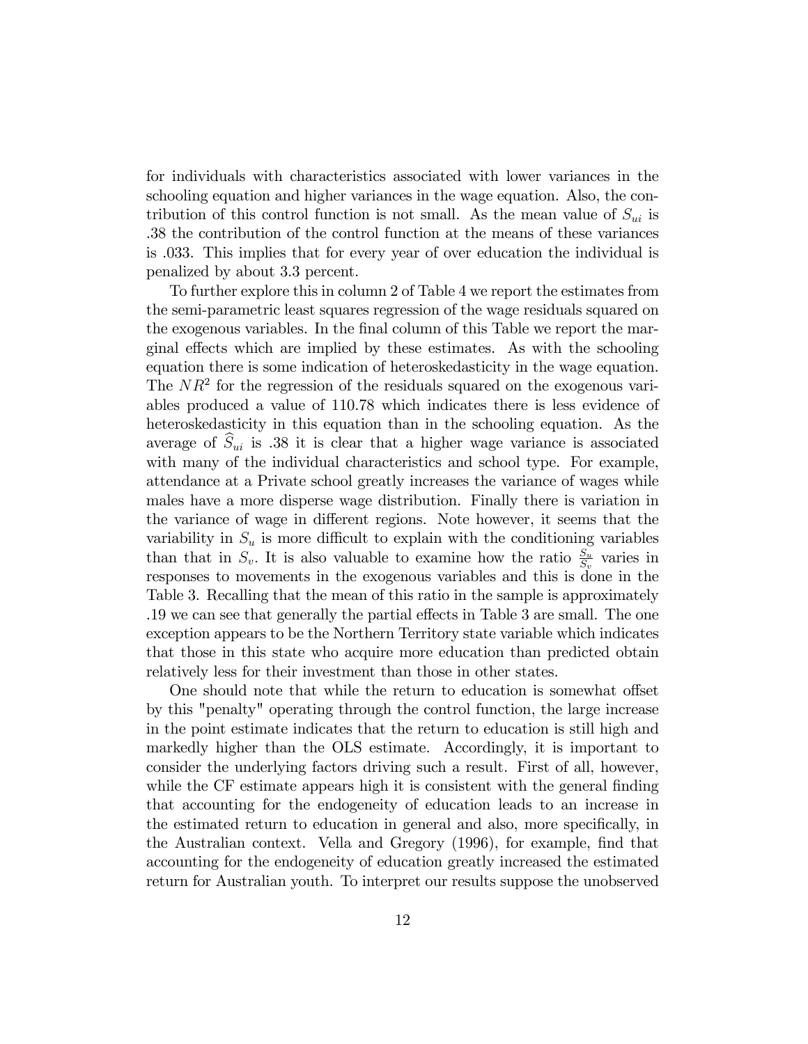for individuals with characteristics associated with lower variances in the schooling equation and higher variances in the wage equation. Also, the contribution of this control function is not small. As the mean value of $S_{ui}$ is .38 the contribution of the control function at the means of these variances is .033. This implies that for every year of over education the individual is penalized by about 3.3 percent.

To further explore this in column 2 of Table 4 we report the estimates from the semi-parametric least squares regression of the wage residuals squared on the exogenous variables. In the final column of this Table we report the marginal effects which are implied by these estimates. As with the schooling equation there is some indication of heteroskedasticity in the wage equation. The $NR^2$ for the regression of the residuals squared on the exogenous variables produced a value of 110.78 which indicates there is less evidence of heteroskedasticity in this equation than in the schooling equation. As the average of $\widehat{S}_{ui}$ is .38 it is clear that a higher wage variance is associated with many of the individual characteristics and school type. For example, attendance at a Private school greatly increases the variance of wages while males have a more disperse wage distribution. Finally there is variation in the variance of wage in different regions. Note however, it seems that the variability in $S_u$ is more difficult to explain with the conditioning variables than that in $S_v$. It is also valuable to examine how the ratio $\frac{S_u}{S_v}$ varies in responses to movements in the exogenous variables and this is done in the Table 3. Recalling that the mean of this ratio in the sample is approximately .19 we can see that generally the partial effects in Table 3 are small. The one exception appears to be the Northern Territory state variable which indicates that those in this state who acquire more education than predicted obtain relatively less for their investment than those in other states.

One should note that while the return to education is somewhat offset by this "penalty" operating through the control function, the large increase in the point estimate indicates that the return to education is still high and markedly higher than the OLS estimate. Accordingly, it is important to consider the underlying factors driving such a result. First of all, however, while the CF estimate appears high it is consistent with the general finding that accounting for the endogeneity of education leads to an increase in the estimated return to education in general and also, more specifically, in the Australian context. Vella and Gregory (1996), for example, find that accounting for the endogeneity of education greatly increased the estimated return for Australian youth. To interpret our results suppose the unobserved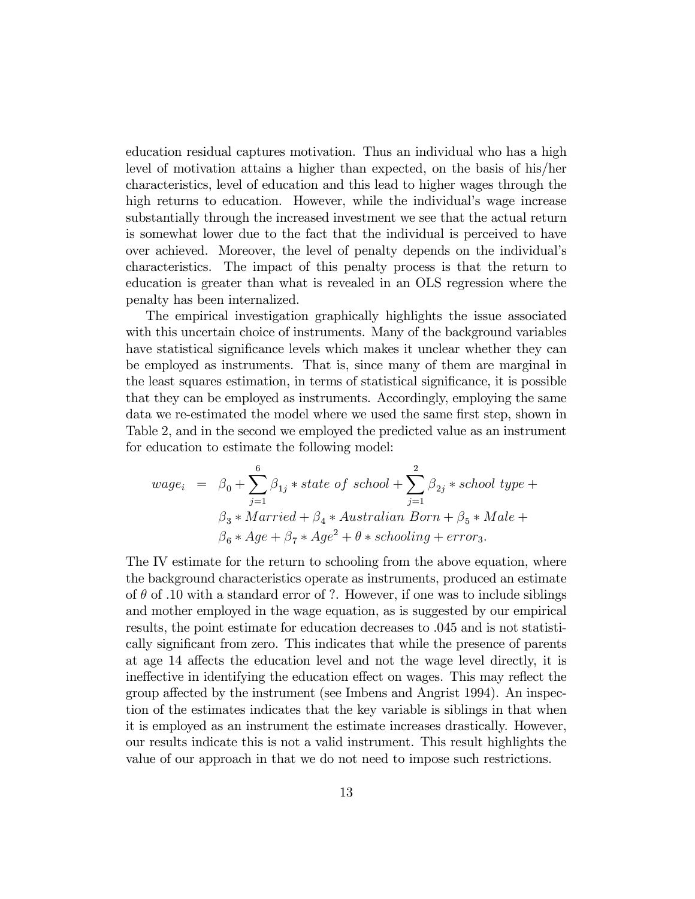education residual captures motivation. Thus an individual who has a high level of motivation attains a higher than expected, on the basis of his/her characteristics, level of education and this lead to higher wages through the high returns to education. However, while the individual's wage increase substantially through the increased investment we see that the actual return is somewhat lower due to the fact that the individual is perceived to have over achieved. Moreover, the level of penalty depends on the individual's characteristics. The impact of this penalty process is that the return to education is greater than what is revealed in an OLS regression where the penalty has been internalized.

The empirical investigation graphically highlights the issue associated with this uncertain choice of instruments. Many of the background variables have statistical significance levels which makes it unclear whether they can be employed as instruments. That is, since many of them are marginal in the least squares estimation, in terms of statistical significance, it is possible that they can be employed as instruments. Accordingly, employing the same data we re-estimated the model where we used the same first step, shown in Table 2, and in the second we employed the predicted value as an instrument for education to estimate the following model:

$$
\begin{aligned}
wage_i \;=\;& \beta_0 + \sum_{j=1}^{6} \beta_{1j} * state\ of\ school + \sum_{j=1}^{2} \beta_{2j} * school\ type + \\
& \beta_3 * Married + \beta_4 * Australian\ Born + \beta_5 * Male + \\
& \beta_6 * Age + \beta_7 * Age^2 + \theta * schooling + error_3.
\end{aligned}
$$

The IV estimate for the return to schooling from the above equation, where the background characteristics operate as instruments, produced an estimate of $\theta$ of .10 with a standard error of ?. However, if one was to include siblings and mother employed in the wage equation, as is suggested by our empirical results, the point estimate for education decreases to .045 and is not statistically significant from zero. This indicates that while the presence of parents at age 14 affects the education level and not the wage level directly, it is ineffective in identifying the education effect on wages. This may reflect the group affected by the instrument (see Imbens and Angrist 1994). An inspection of the estimates indicates that the key variable is siblings in that when it is employed as an instrument the estimate increases drastically. However, our results indicate this is not a valid instrument. This result highlights the value of our approach in that we do not need to impose such restrictions.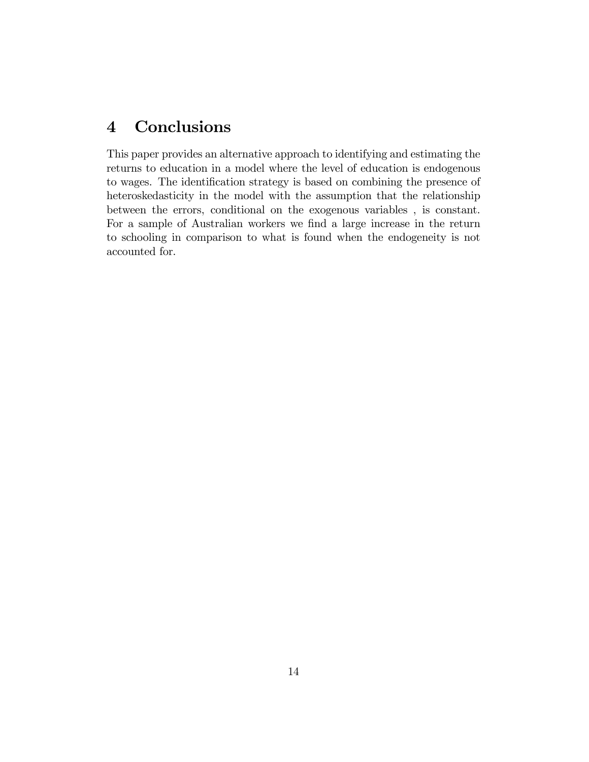# 4 Conclusions

This paper provides an alternative approach to identifying and estimating the returns to education in a model where the level of education is endogenous to wages. The identification strategy is based on combining the presence of heteroskedasticity in the model with the assumption that the relationship between the errors, conditional on the exogenous variables , is constant. For a sample of Australian workers we find a large increase in the return to schooling in comparison to what is found when the endogeneity is not accounted for.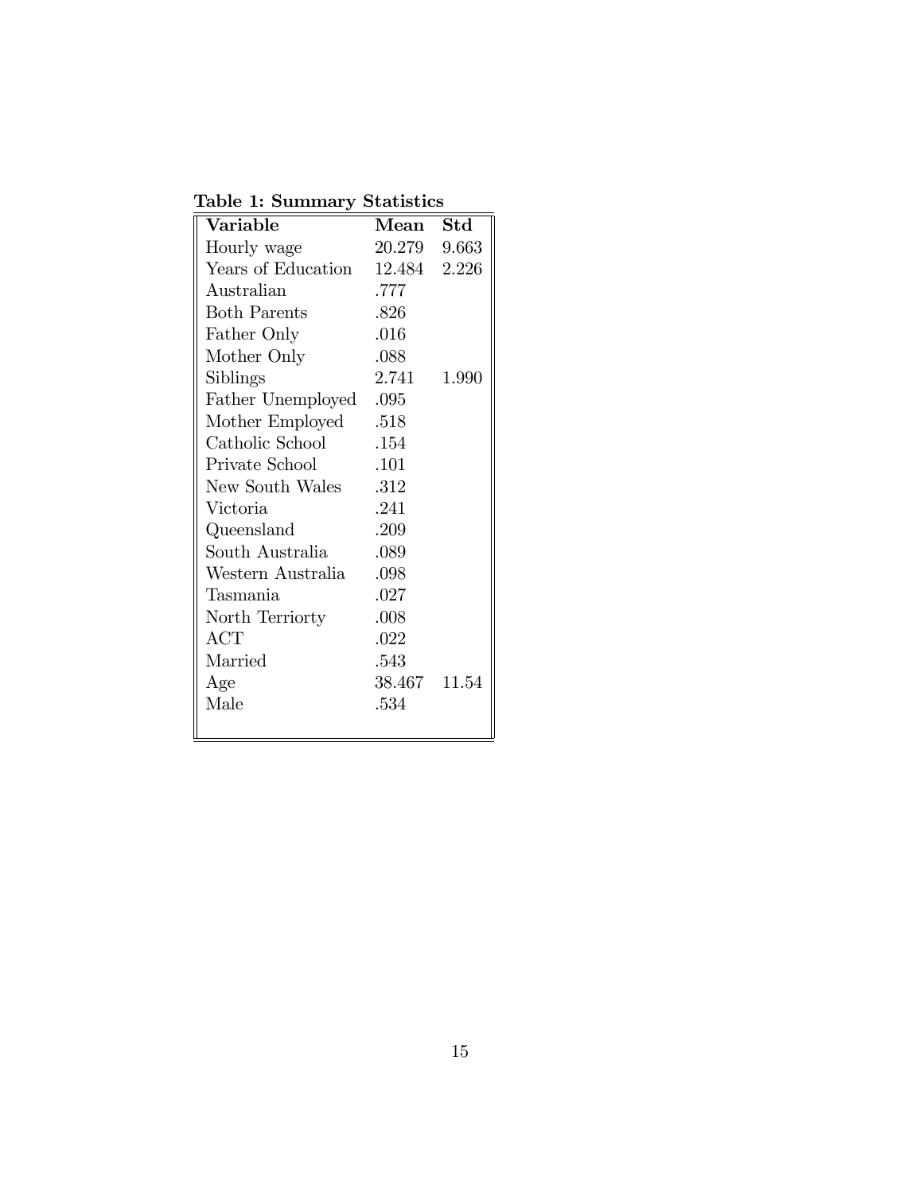**Table 1: Summary Statistics**

| Variable | Mean | Std |
|---|---|---|
| Hourly wage | 20.279 | 9.663 |
| Years of Education | 12.484 | 2.226 |
| Australian | .777 | |
| Both Parents | .826 | |
| Father Only | .016 | |
| Mother Only | .088 | |
| Siblings | 2.741 | 1.990 |
| Father Unemployed | .095 | |
| Mother Employed | .518 | |
| Catholic School | .154 | |
| Private School | .101 | |
| New South Wales | .312 | |
| Victoria | .241 | |
| Queensland | .209 | |
| South Australia | .089 | |
| Western Australia | .098 | |
| Tasmania | .027 | |
| North Terriorty | .008 | |
| ACT | .022 | |
| Married | .543 | |
| Age | 38.467 | 11.54 |
| Male | .534 | |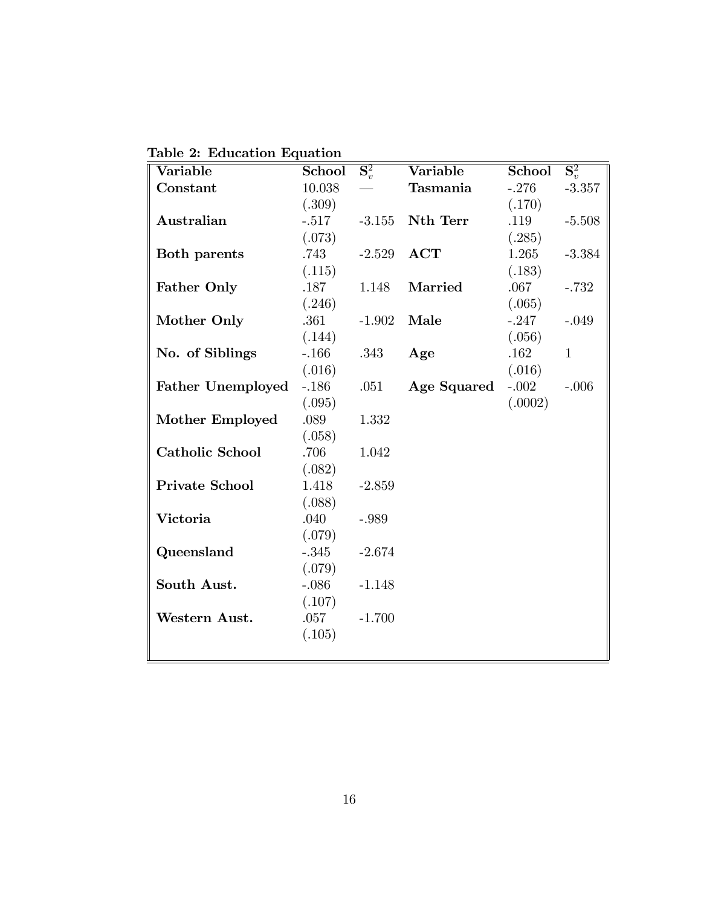**Table 2: Education Equation**

| Variable | School | $S_v^2$ | Variable | School | $S_v^2$ |
|---|---|---|---|---|---|
| **Constant** | 10.038 | — | **Tasmania** | -.276 | -3.357 |
| | (.309) | | | (.170) | |
| **Australian** | -.517 | -3.155 | **Nth Terr** | .119 | -5.508 |
| | (.073) | | | (.285) | |
| **Both parents** | .743 | -2.529 | **ACT** | 1.265 | -3.384 |
| | (.115) | | | (.183) | |
| **Father Only** | .187 | 1.148 | **Married** | .067 | -.732 |
| | (.246) | | | (.065) | |
| **Mother Only** | .361 | -1.902 | **Male** | -.247 | -.049 |
| | (.144) | | | (.056) | |
| **No. of Siblings** | -.166 | .343 | **Age** | .162 | 1 |
| | (.016) | | | (.016) | |
| **Father Unemployed** | -.186 | .051 | **Age Squared** | -.002 | -.006 |
| | (.095) | | | (.0002) | |
| **Mother Employed** | .089 | 1.332 | | | |
| | (.058) | | | | |
| **Catholic School** | .706 | 1.042 | | | |
| | (.082) | | | | |
| **Private School** | 1.418 | -2.859 | | | |
| | (.088) | | | | |
| **Victoria** | .040 | -.989 | | | |
| | (.079) | | | | |
| **Queensland** | -.345 | -2.674 | | | |
| | (.079) | | | | |
| **South Aust.** | -.086 | -1.148 | | | |
| | (.107) | | | | |
| **Western Aust.** | .057 | -1.700 | | | |
| | (.105) | | | | |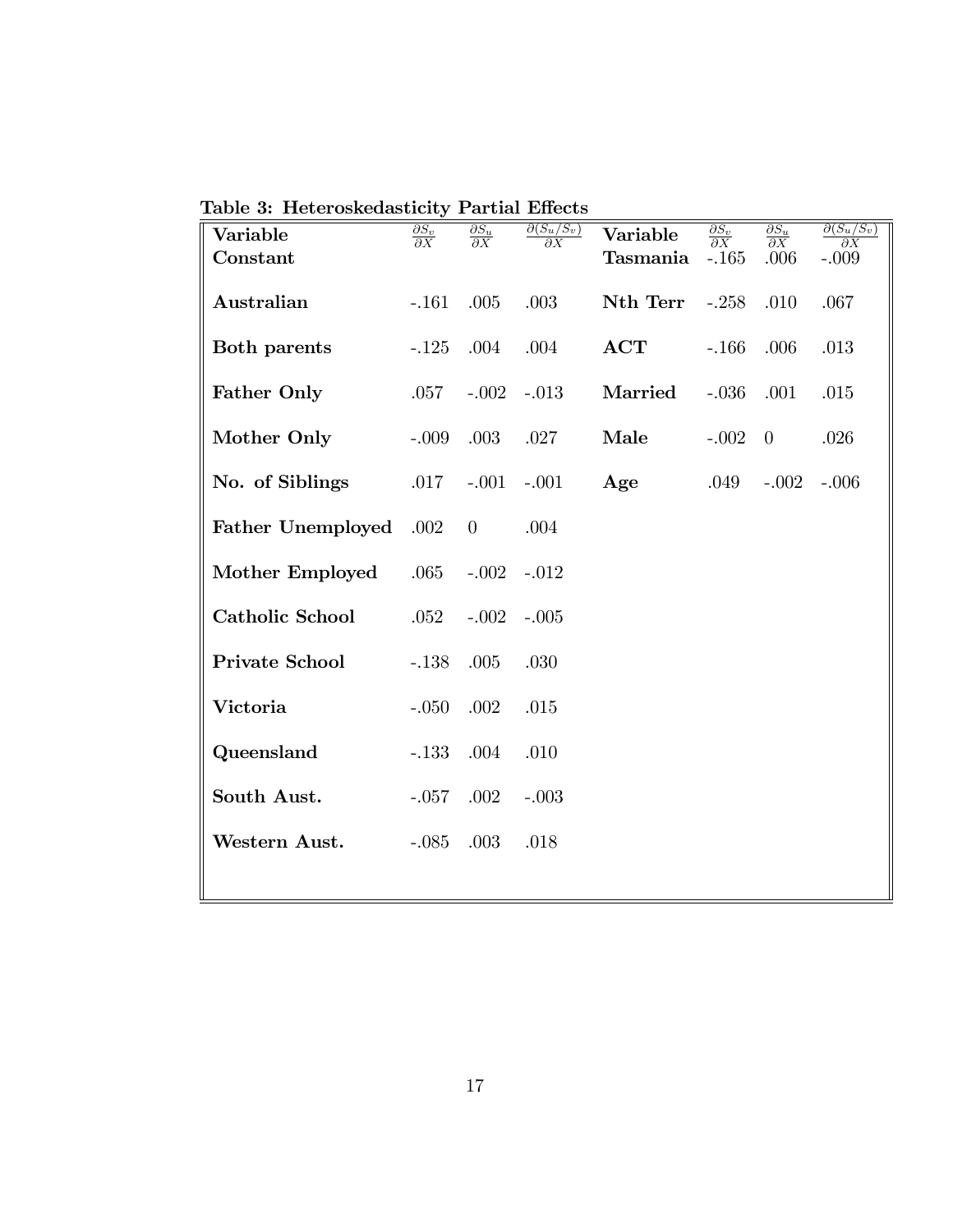**Table 3: Heteroskedasticity Partial Effects**

| Variable | $\frac{\partial S_v}{\partial X}$ | $\frac{\partial S_u}{\partial X}$ | $\frac{\partial (S_u/S_v)}{\partial X}$ | Variable | $\frac{\partial S_v}{\partial X}$ | $\frac{\partial S_u}{\partial X}$ | $\frac{\partial (S_u/S_v)}{\partial X}$ |
|---|---|---|---|---|---|---|---|
| **Constant** | | | | **Tasmania** | -.165 | .006 | -.009 |
| **Australian** | -.161 | .005 | .003 | **Nth Terr** | -.258 | .010 | .067 |
| **Both parents** | -.125 | .004 | .004 | **ACT** | -.166 | .006 | .013 |
| **Father Only** | .057 | -.002 | -.013 | **Married** | -.036 | .001 | .015 |
| **Mother Only** | -.009 | .003 | .027 | **Male** | -.002 | 0 | .026 |
| **No. of Siblings** | .017 | -.001 | -.001 | **Age** | .049 | -.002 | -.006 |
| **Father Unemployed** | .002 | 0 | .004 | | | | |
| **Mother Employed** | .065 | -.002 | -.012 | | | | |
| **Catholic School** | .052 | -.002 | -.005 | | | | |
| **Private School** | -.138 | .005 | .030 | | | | |
| **Victoria** | -.050 | .002 | .015 | | | | |
| **Queensland** | -.133 | .004 | .010 | | | | |
| **South Aust.** | -.057 | .002 | -.003 | | | | |
| **Western Aust.** | -.085 | .003 | .018 | | | | |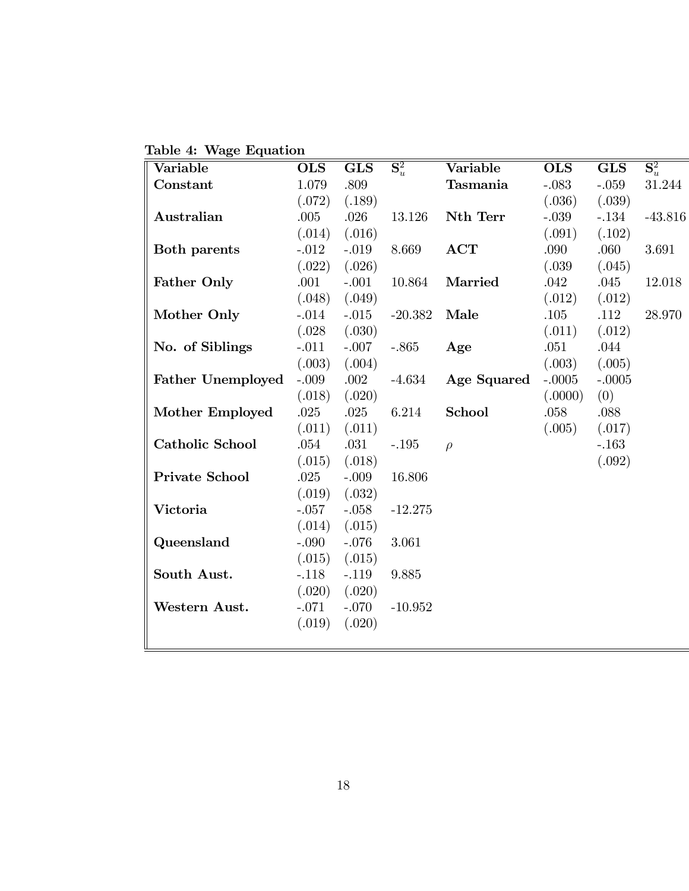**Table 4: Wage Equation**

| Variable | OLS | GLS | $\mathbf{S}_u^2$ | Variable | OLS | GLS | $\mathbf{S}_u^2$ |
|---|---|---|---|---|---|---|---|
| **Constant** | 1.079 | .809 | | **Tasmania** | -.083 | -.059 | 31.244 |
| | (.072) | (.189) | | | (.036) | (.039) | |
| **Australian** | .005 | .026 | 13.126 | **Nth Terr** | -.039 | -.134 | -43.816 |
| | (.014) | (.016) | | | (.091) | (.102) | |
| **Both parents** | -.012 | -.019 | 8.669 | **ACT** | .090 | .060 | 3.691 |
| | (.022) | (.026) | | | (.039 | (.045) | |
| **Father Only** | .001 | -.001 | 10.864 | **Married** | .042 | .045 | 12.018 |
| | (.048) | (.049) | | | (.012) | (.012) | |
| **Mother Only** | -.014 | -.015 | -20.382 | **Male** | .105 | .112 | 28.970 |
| | (.028 | (.030) | | | (.011) | (.012) | |
| **No. of Siblings** | -.011 | -.007 | -.865 | **Age** | .051 | .044 | |
| | (.003) | (.004) | | | (.003) | (.005) | |
| **Father Unemployed** | -.009 | .002 | -4.634 | **Age Squared** | -.0005 | -.0005 | |
| | (.018) | (.020) | | | (.0000) | (0) | |
| **Mother Employed** | .025 | .025 | 6.214 | **School** | .058 | .088 | |
| | (.011) | (.011) | | | (.005) | (.017) | |
| **Catholic School** | .054 | .031 | -.195 | $\rho$ | | -.163 | |
| | (.015) | (.018) | | | | (.092) | |
| **Private School** | .025 | -.009 | 16.806 | | | | |
| | (.019) | (.032) | | | | | |
| **Victoria** | -.057 | -.058 | -12.275 | | | | |
| | (.014) | (.015) | | | | | |
| **Queensland** | -.090 | -.076 | 3.061 | | | | |
| | (.015) | (.015) | | | | | |
| **South Aust.** | -.118 | -.119 | 9.885 | | | | |
| | (.020) | (.020) | | | | | |
| **Western Aust.** | -.071 | -.070 | -10.952 | | | | |
| | (.019) | (.020) | | | | | |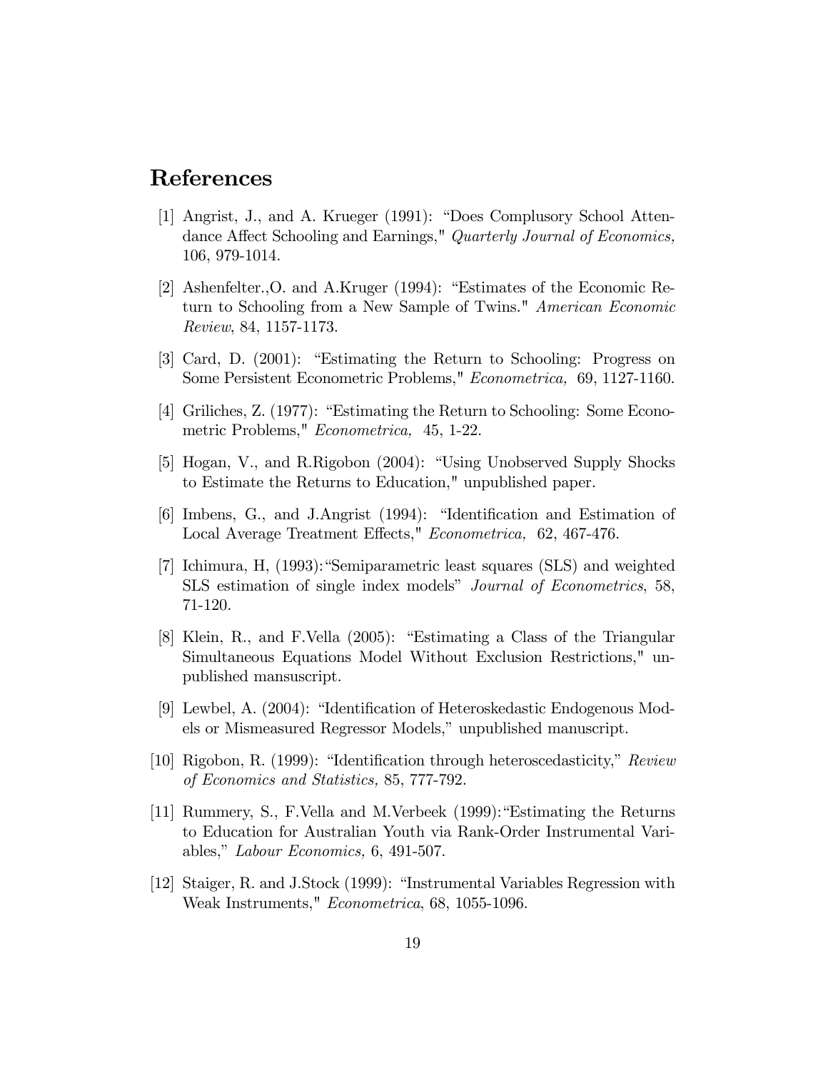# References

[1] Angrist, J., and A. Krueger (1991): "Does Complusory School Attendance Affect Schooling and Earnings," *Quarterly Journal of Economics,* 106, 979-1014.

[2] Ashenfelter.,O. and A.Kruger (1994): "Estimates of the Economic Return to Schooling from a New Sample of Twins." *American Economic Review*, 84, 1157-1173.

[3] Card, D. (2001): "Estimating the Return to Schooling: Progress on Some Persistent Econometric Problems," *Econometrica,* 69, 1127-1160.

[4] Griliches, Z. (1977): "Estimating the Return to Schooling: Some Econometric Problems," *Econometrica,* 45, 1-22.

[5] Hogan, V., and R.Rigobon (2004): "Using Unobserved Supply Shocks to Estimate the Returns to Education," unpublished paper.

[6] Imbens, G., and J.Angrist (1994): "Identification and Estimation of Local Average Treatment Effects," *Econometrica,* 62, 467-476.

[7] Ichimura, H, (1993):"Semiparametric least squares (SLS) and weighted SLS estimation of single index models" *Journal of Econometrics*, 58, 71-120.

[8] Klein, R., and F.Vella (2005): "Estimating a Class of the Triangular Simultaneous Equations Model Without Exclusion Restrictions," unpublished mansuscript.

[9] Lewbel, A. (2004): "Identification of Heteroskedastic Endogenous Models or Mismeasured Regressor Models," unpublished manuscript.

[10] Rigobon, R. (1999): "Identification through heteroscedasticity," *Review of Economics and Statistics,* 85, 777-792.

[11] Rummery, S., F.Vella and M.Verbeek (1999):"Estimating the Returns to Education for Australian Youth via Rank-Order Instrumental Variables," *Labour Economics,* 6, 491-507.

[12] Staiger, R. and J.Stock (1999): "Instrumental Variables Regression with Weak Instruments," *Econometrica*, 68, 1055-1096.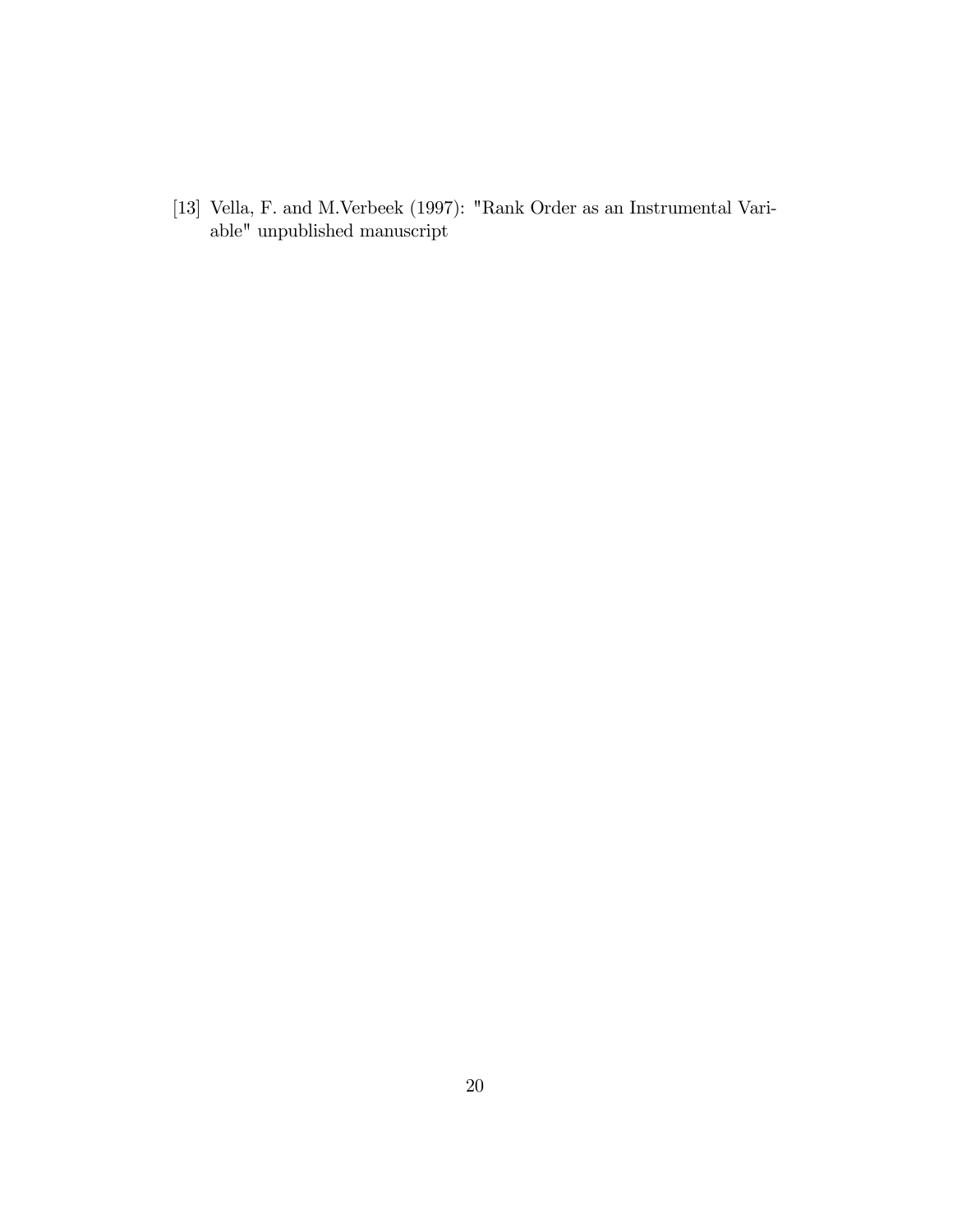[13] Vella, F. and M.Verbeek (1997): "Rank Order as an Instrumental Variable" unpublished manuscript